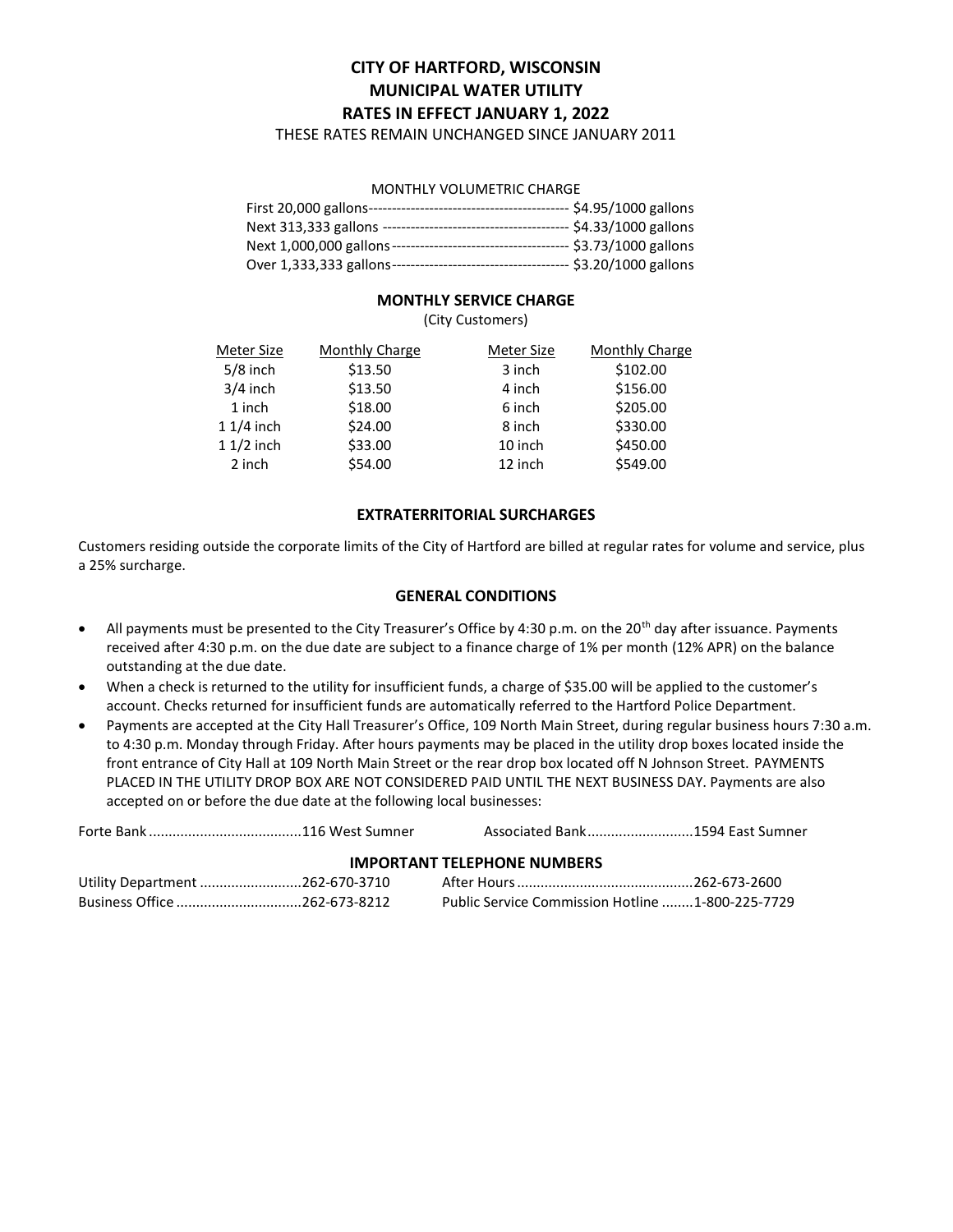# CITY OF HARTFORD, WISCONSIN
# MUNICIPAL WATER UTILITY
# RATES IN EFFECT JANUARY 1, 2022

THESE RATES REMAIN UNCHANGED SINCE JANUARY 2011

MONTHLY VOLUMETRIC CHARGE

| | |
|---|---|
| First 20,000 gallons | $4.95/1000 gallons |
| Next 313,333 gallons | $4.33/1000 gallons |
| Next 1,000,000 gallons | $3.73/1000 gallons |
| Over 1,333,333 gallons | $3.20/1000 gallons |

## MONTHLY SERVICE CHARGE

(City Customers)

| Meter Size | Monthly Charge | Meter Size | Monthly Charge |
|---|---|---|---|
| 5/8 inch | $13.50 | 3 inch | $102.00 |
| 3/4 inch | $13.50 | 4 inch | $156.00 |
| 1 inch | $18.00 | 6 inch | $205.00 |
| 1 1/4 inch | $24.00 | 8 inch | $330.00 |
| 1 1/2 inch | $33.00 | 10 inch | $450.00 |
| 2 inch | $54.00 | 12 inch | $549.00 |

## EXTRATERRITORIAL SURCHARGES

Customers residing outside the corporate limits of the City of Hartford are billed at regular rates for volume and service, plus a 25% surcharge.

## GENERAL CONDITIONS

- All payments must be presented to the City Treasurer's Office by 4:30 p.m. on the 20th day after issuance. Payments received after 4:30 p.m. on the due date are subject to a finance charge of 1% per month (12% APR) on the balance outstanding at the due date.
- When a check is returned to the utility for insufficient funds, a charge of $35.00 will be applied to the customer's account. Checks returned for insufficient funds are automatically referred to the Hartford Police Department.
- Payments are accepted at the City Hall Treasurer's Office, 109 North Main Street, during regular business hours 7:30 a.m. to 4:30 p.m. Monday through Friday. After hours payments may be placed in the utility drop boxes located inside the front entrance of City Hall at 109 North Main Street or the rear drop box located off N Johnson Street. PAYMENTS PLACED IN THE UTILITY DROP BOX ARE NOT CONSIDERED PAID UNTIL THE NEXT BUSINESS DAY. Payments are also accepted on or before the due date at the following local businesses:

Forte Bank .......................................116 West Sumner

Associated Bank...........................1594 East Sumner

## IMPORTANT TELEPHONE NUMBERS

Utility Department ..........................262-670-3710

Business Office ................................262-673-8212

After Hours .............................................262-673-2600

Public Service Commission Hotline ........1-800-225-7729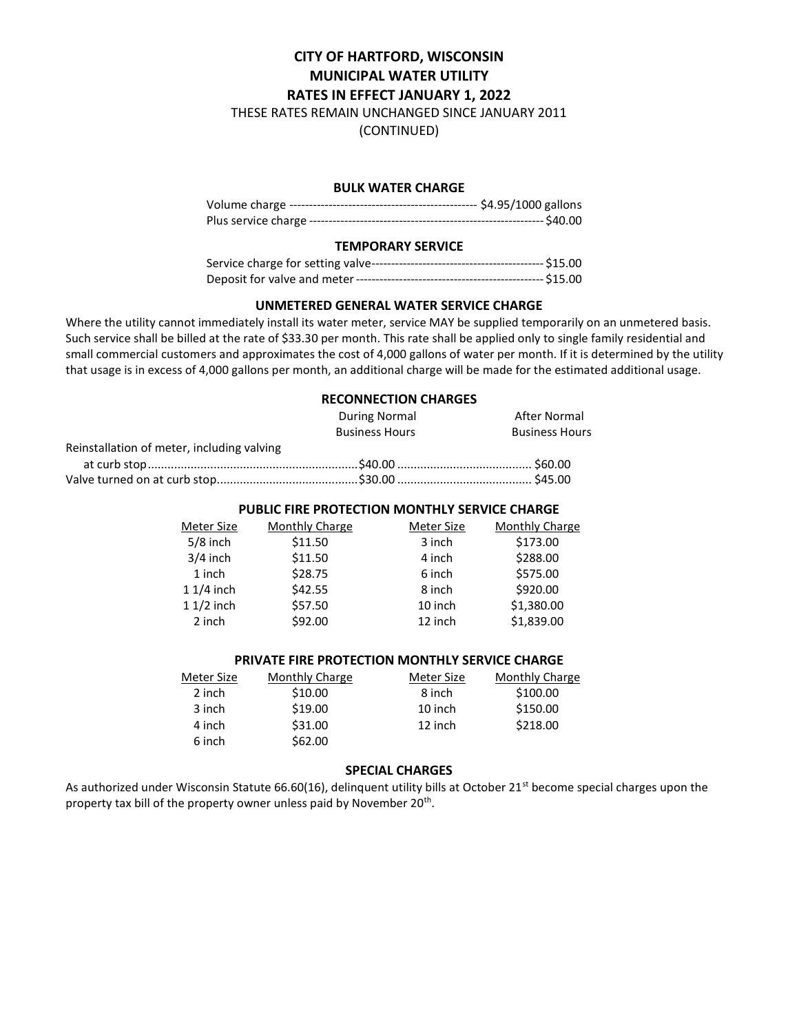# CITY OF HARTFORD, WISCONSIN
# MUNICIPAL WATER UTILITY
# RATES IN EFFECT JANUARY 1, 2022

THESE RATES REMAIN UNCHANGED SINCE JANUARY 2011
(CONTINUED)

### BULK WATER CHARGE

Volume charge ------------------------------------------------ $4.95/1000 gallons
Plus service charge ------------------------------------------------------------ $40.00

### TEMPORARY SERVICE

Service charge for setting valve-------------------------------------------- $15.00
Deposit for valve and meter ------------------------------------------------ $15.00

### UNMETERED GENERAL WATER SERVICE CHARGE

Where the utility cannot immediately install its water meter, service MAY be supplied temporarily on an unmetered basis. Such service shall be billed at the rate of $33.30 per month. This rate shall be applied only to single family residential and small commercial customers and approximates the cost of 4,000 gallons of water per month. If it is determined by the utility that usage is in excess of 4,000 gallons per month, an additional charge will be made for the estimated additional usage.

### RECONNECTION CHARGES

| | During Normal Business Hours | After Normal Business Hours |
|---|---|---|
| Reinstallation of meter, including valving at curb stop | $40.00 | $60.00 |
| Valve turned on at curb stop | $30.00 | $45.00 |

### PUBLIC FIRE PROTECTION MONTHLY SERVICE CHARGE

| Meter Size | Monthly Charge | Meter Size | Monthly Charge |
|---|---|---|---|
| 5/8 inch | $11.50 | 3 inch | $173.00 |
| 3/4 inch | $11.50 | 4 inch | $288.00 |
| 1 inch | $28.75 | 6 inch | $575.00 |
| 1 1/4 inch | $42.55 | 8 inch | $920.00 |
| 1 1/2 inch | $57.50 | 10 inch | $1,380.00 |
| 2 inch | $92.00 | 12 inch | $1,839.00 |

### PRIVATE FIRE PROTECTION MONTHLY SERVICE CHARGE

| Meter Size | Monthly Charge | Meter Size | Monthly Charge |
|---|---|---|---|
| 2 inch | $10.00 | 8 inch | $100.00 |
| 3 inch | $19.00 | 10 inch | $150.00 |
| 4 inch | $31.00 | 12 inch | $218.00 |
| 6 inch | $62.00 | | |

### SPECIAL CHARGES

As authorized under Wisconsin Statute 66.60(16), delinquent utility bills at October 21st become special charges upon the property tax bill of the property owner unless paid by November 20th.